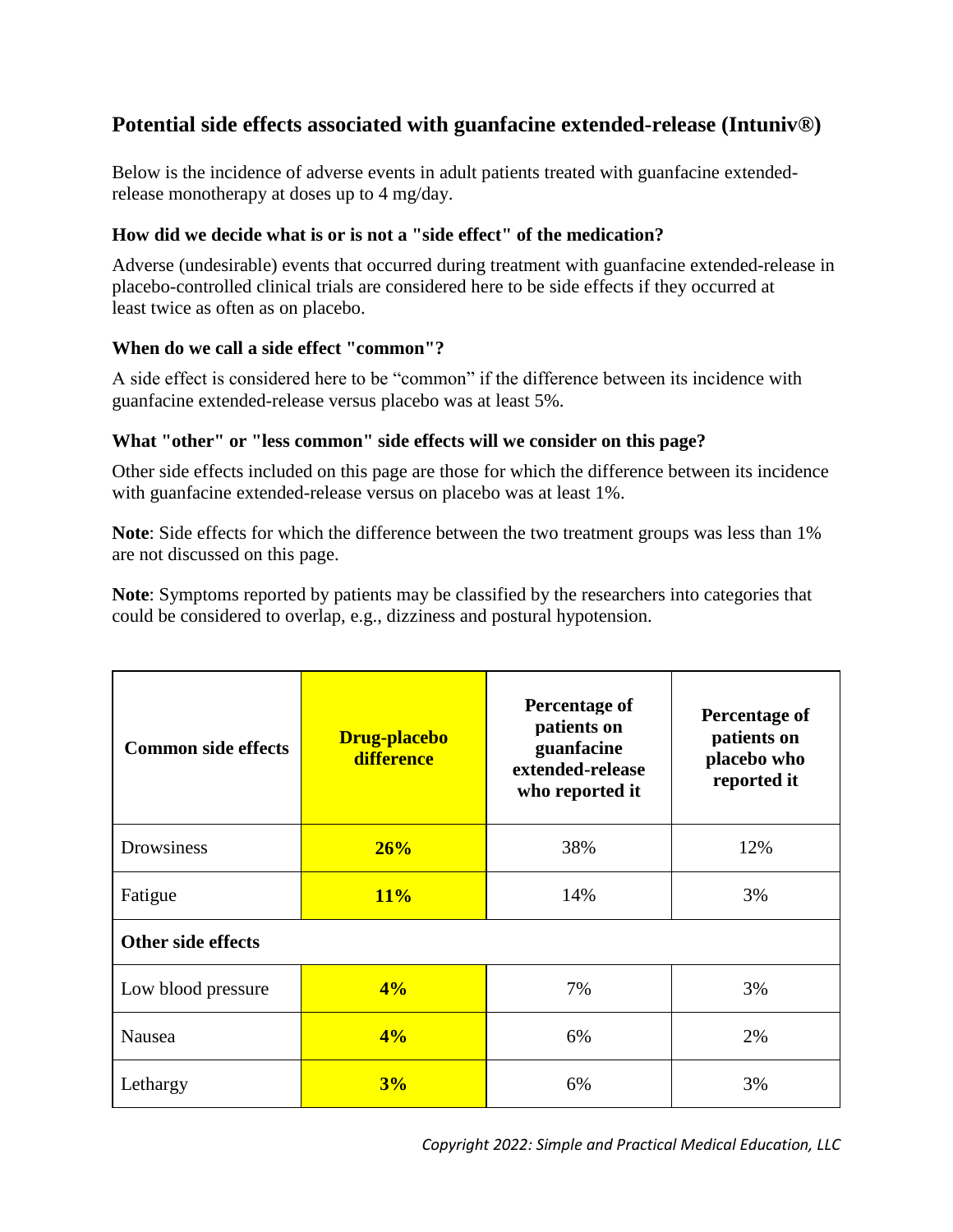# Potential side effects associated with guanfacine extended-release (Intuniv®)

Below is the incidence of adverse events in adult patients treated with guanfacine extended-release monotherapy at doses up to 4 mg/day.

### How did we decide what is or is not a "side effect" of the medication?

Adverse (undesirable) events that occurred during treatment with guanfacine extended-release in placebo-controlled clinical trials are considered here to be side effects if they occurred at least twice as often as on placebo.

### When do we call a side effect "common"?

A side effect is considered here to be "common" if the difference between its incidence with guanfacine extended-release versus placebo was at least 5%.

### What "other" or "less common" side effects will we consider on this page?

Other side effects included on this page are those for which the difference between its incidence with guanfacine extended-release versus on placebo was at least 1%.

**Note**: Side effects for which the difference between the two treatment groups was less than 1% are not discussed on this page.

**Note**: Symptoms reported by patients may be classified by the researchers into categories that could be considered to overlap, e.g., dizziness and postural hypotension.

| Common side effects | Drug-placebo difference | Percentage of patients on guanfacine extended-release who reported it | Percentage of patients on placebo who reported it |
|---|---|---|---|
| Drowsiness | **26%** | 38% | 12% |
| Fatigue | **11%** | 14% | 3% |
| **Other side effects** | | | |
| Low blood pressure | **4%** | 7% | 3% |
| Nausea | **4%** | 6% | 2% |
| Lethargy | **3%** | 6% | 3% |

*Copyright 2022: Simple and Practical Medical Education, LLC*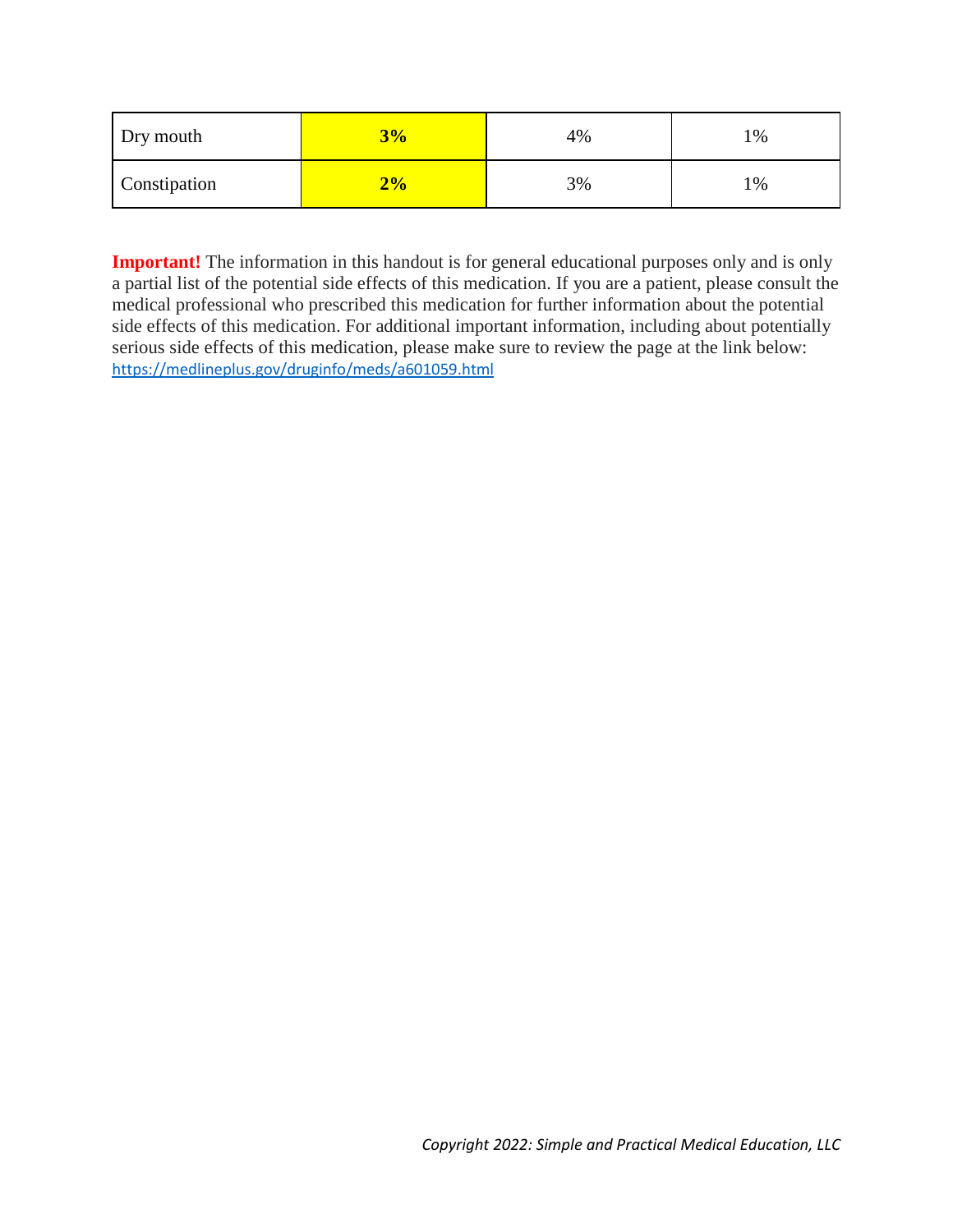| | | | |
|---|---|---|---|
| Dry mouth | **3%** | 4% | 1% |
| Constipation | **2%** | 3% | 1% |

**Important!** The information in this handout is for general educational purposes only and is only a partial list of the potential side effects of this medication. If you are a patient, please consult the medical professional who prescribed this medication for further information about the potential side effects of this medication. For additional important information, including about potentially serious side effects of this medication, please make sure to review the page at the link below: https://medlineplus.gov/druginfo/meds/a601059.html

*Copyright 2022: Simple and Practical Medical Education, LLC*